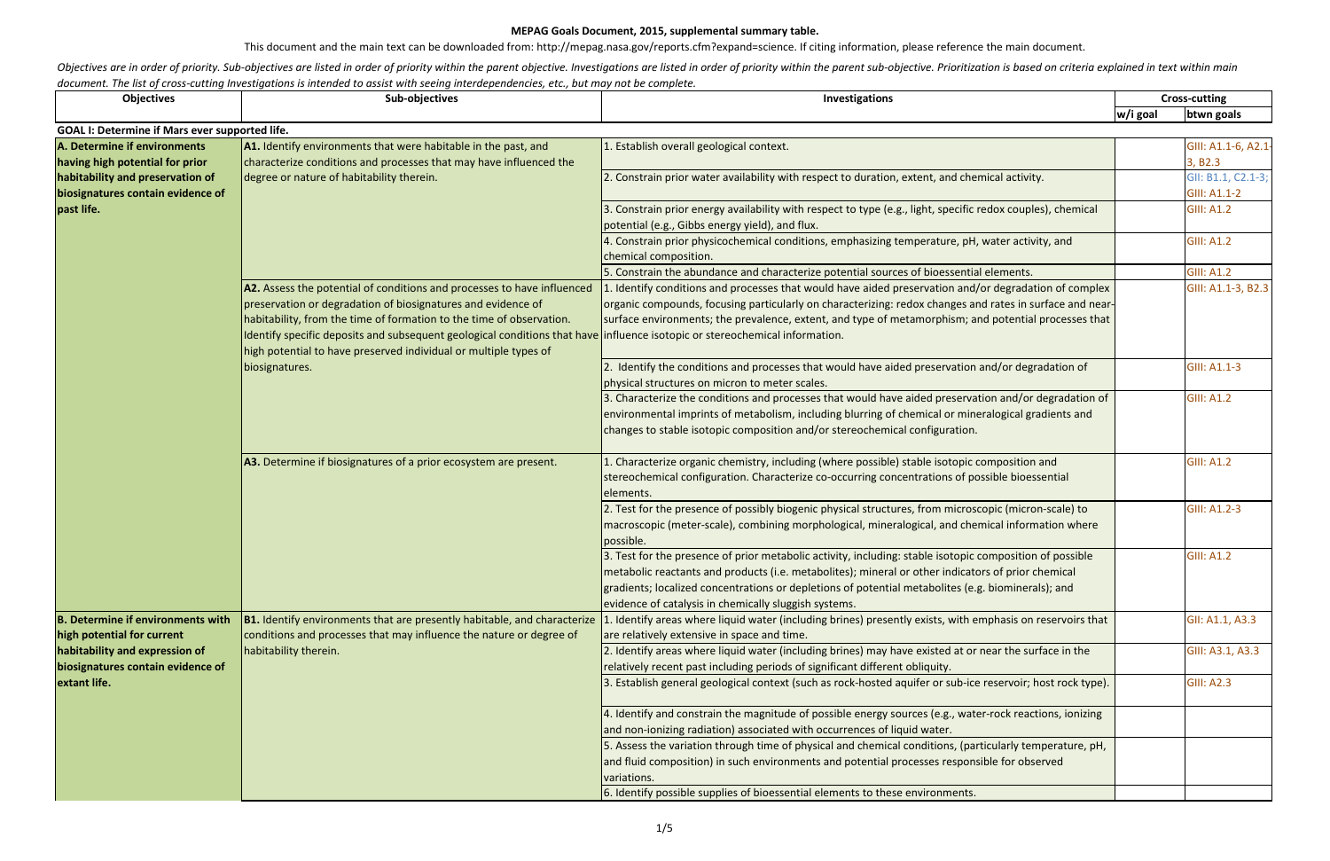**MEPAG Goals Document, 2015, supplemental summary table.**

This document and the main text can be downloaded from: http://mepag.nasa.gov/reports.cfm?expand=science. If citing information, please reference the main document.

*Objectives are in order of priority. Sub-objectives are listed in order of priority within the parent objective. Investigations are listed in order of priority within the parent sub-objective. Prioritization is based on criteria explained in text within main document. The list of cross-cutting Investigations is intended to assist with seeing interdependencies, etc., but may not be complete.*

| Objectives | Sub-objectives | Investigations | Cross-cutting | |
|---|---|---|---|---|
| | | | w/i goal | btwn goals |
| **GOAL I: Determine if Mars ever supported life.** | | | | |
| **A. Determine if environments having high potential for prior habitability and preservation of biosignatures contain evidence of past life.** | **A1.** Identify environments that were habitable in the past, and characterize conditions and processes that may have influenced the degree or nature of habitability therein. | 1. Establish overall geological context. | | GIII: A1.1-6, A2.1-3, B2.3 |
| | | 2. Constrain prior water availability with respect to duration, extent, and chemical activity. | | GII: B1.1, C2.1-3; GIII: A1.1-2 |
| | | 3. Constrain prior energy availability with respect to type (e.g., light, specific redox couples), chemical potential (e.g., Gibbs energy yield), and flux. | | GIII: A1.2 |
| | | 4. Constrain prior physicochemical conditions, emphasizing temperature, pH, water activity, and chemical composition. | | GIII: A1.2 |
| | | 5. Constrain the abundance and characterize potential sources of bioessential elements. | | GIII: A1.2 |
| | **A2.** Assess the potential of conditions and processes to have influenced preservation or degradation of biosignatures and evidence of habitability, from the time of formation to the time of observation. Identify specific deposits and subsequent geological conditions that have high potential to have preserved individual or multiple types of biosignatures. | 1. Identify conditions and processes that would have aided preservation and/or degradation of complex organic compounds, focusing particularly on characterizing: redox changes and rates in surface and near-surface environments; the prevalence, extent, and type of metamorphism; and potential processes that influence isotopic or stereochemical information. | | GIII: A1.1-3, B2.3 |
| | | 2. Identify the conditions and processes that would have aided preservation and/or degradation of physical structures on micron to meter scales. | | GIII: A1.1-3 |
| | | 3. Characterize the conditions and processes that would have aided preservation and/or degradation of environmental imprints of metabolism, including blurring of chemical or mineralogical gradients and changes to stable isotopic composition and/or stereochemical configuration. | | GIII: A1.2 |
| | **A3.** Determine if biosignatures of a prior ecosystem are present. | 1. Characterize organic chemistry, including (where possible) stable isotopic composition and stereochemical configuration. Characterize co-occurring concentrations of possible bioessential elements. | | GIII: A1.2 |
| | | 2. Test for the presence of possibly biogenic physical structures, from microscopic (micron-scale) to macroscopic (meter-scale), combining morphological, mineralogical, and chemical information where possible. | | GIII: A1.2-3 |
| | | 3. Test for the presence of prior metabolic activity, including: stable isotopic composition of possible metabolic reactants and products (i.e. metabolites); mineral or other indicators of prior chemical gradients; localized concentrations or depletions of potential metabolites (e.g. biominerals); and evidence of catalysis in chemically sluggish systems. | | GIII: A1.2 |
| **B. Determine if environments with high potential for current habitability and expression of biosignatures contain evidence of extant life.** | **B1.** Identify environments that are presently habitable, and characterize conditions and processes that may influence the nature or degree of habitability therein. | 1. Identify areas where liquid water (including brines) presently exists, with emphasis on reservoirs that are relatively extensive in space and time. | | GII: A1.1, A3.3 |
| | | 2. Identify areas where liquid water (including brines) may have existed at or near the surface in the relatively recent past including periods of significant different obliquity. | | GIII: A3.1, A3.3 |
| | | 3. Establish general geological context (such as rock-hosted aquifer or sub-ice reservoir; host rock type). | | GIII: A2.3 |
| | | 4. Identify and constrain the magnitude of possible energy sources (e.g., water-rock reactions, ionizing and non-ionizing radiation) associated with occurrences of liquid water. | | |
| | | 5. Assess the variation through time of physical and chemical conditions, (particularly temperature, pH, and fluid composition) in such environments and potential processes responsible for observed variations. | | |
| | | 6. Identify possible supplies of bioessential elements to these environments. | | |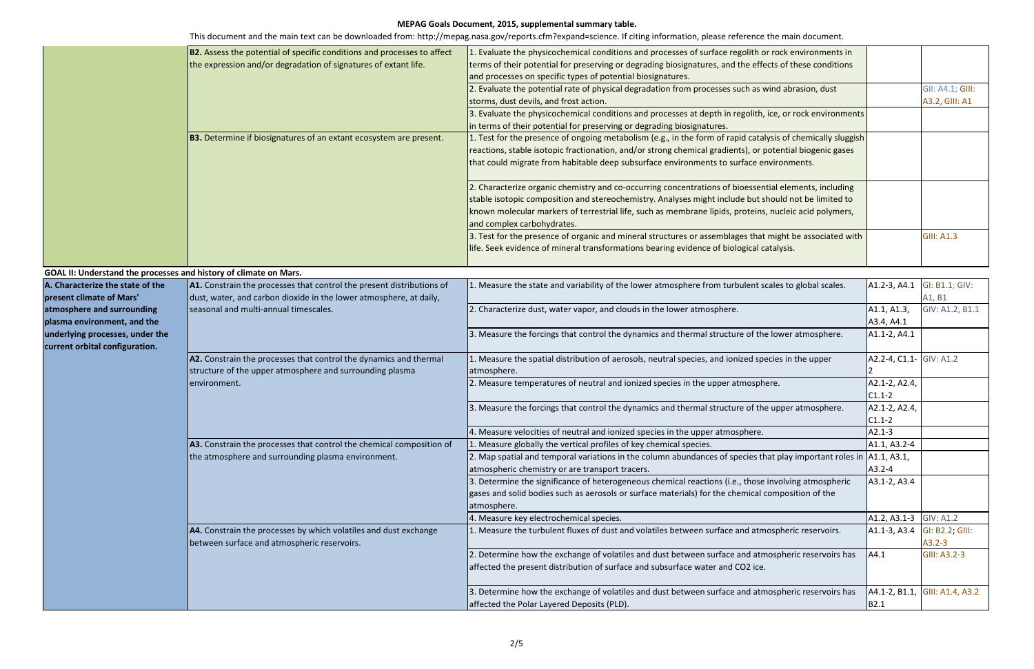# MEPAG Goals Document, 2015, supplemental summary table.

This document and the main text can be downloaded from: http://mepag.nasa.gov/reports.cfm?expand=science. If citing information, please reference the main document.

| | | | | |
|---|---|---|---|---|
| | **B2.** Assess the potential of specific conditions and processes to affect the expression and/or degradation of signatures of extant life. | 1. Evaluate the physicochemical conditions and processes of surface regolith or rock environments in terms of their potential for preserving or degrading biosignatures, and the effects of these conditions and processes on specific types of potential biosignatures. | | |
| | | 2. Evaluate the potential rate of physical degradation from processes such as wind abrasion, dust storms, dust devils, and frost action. | | GII: A4.1; GIII: A3.2, GIII: A1 |
| | | 3. Evaluate the physicochemical conditions and processes at depth in regolith, ice, or rock environments in terms of their potential for preserving or degrading biosignatures. | | |
| | **B3.** Determine if biosignatures of an extant ecosystem are present. | 1. Test for the presence of ongoing metabolism (e.g., in the form of rapid catalysis of chemically sluggish reactions, stable isotopic fractionation, and/or strong chemical gradients), or potential biogenic gases that could migrate from habitable deep subsurface environments to surface environments. | | |
| | | 2. Characterize organic chemistry and co-occurring concentrations of bioessential elements, including stable isotopic composition and stereochemistry. Analyses might include but should not be limited to known molecular markers of terrestrial life, such as membrane lipids, proteins, nucleic acid polymers, and complex carbohydrates. | | |
| | | 3. Test for the presence of organic and mineral structures or assemblages that might be associated with life. Seek evidence of mineral transformations bearing evidence of biological catalysis. | | GIII: A1.3 |

**GOAL II: Understand the processes and history of climate on Mars.**

| | | | | |
|---|---|---|---|---|
| **A. Characterize the state of the present climate of Mars' atmosphere and surrounding plasma environment, and the underlying processes, under the current orbital configuration.** | **A1.** Constrain the processes that control the present distributions of dust, water, and carbon dioxide in the lower atmosphere, at daily, seasonal and multi-annual timescales. | 1. Measure the state and variability of the lower atmosphere from turbulent scales to global scales. | A1.2-3, A4.1 | GI: B1.1; GIV: A1, B1 |
| | | 2. Characterize dust, water vapor, and clouds in the lower atmosphere. | A1.1, A1.3, A3.4, A4.1 | GIV: A1.2, B1.1 |
| | | 3. Measure the forcings that control the dynamics and thermal structure of the lower atmosphere. | A1.1-2, A4.1 | |
| | **A2.** Constrain the processes that control the dynamics and thermal structure of the upper atmosphere and surrounding plasma environment. | 1. Measure the spatial distribution of aerosols, neutral species, and ionized species in the upper atmosphere. | A2.2-4, C1.1-2 | GIV: A1.2 |
| | | 2. Measure temperatures of neutral and ionized species in the upper atmosphere. | A2.1-2, A2.4, C1.1-2 | |
| | | 3. Measure the forcings that control the dynamics and thermal structure of the upper atmosphere. | A2.1-2, A2.4, C1.1-2 | |
| | | 4. Measure velocities of neutral and ionized species in the upper atmosphere. | A2.1-3 | |
| | **A3.** Constrain the processes that control the chemical composition of the atmosphere and surrounding plasma environment. | 1. Measure globally the vertical profiles of key chemical species. | A1.1, A3.2-4 | |
| | | 2. Map spatial and temporal variations in the column abundances of species that play important roles in atmospheric chemistry or are transport tracers. | A1.1, A3.1, A3.2-4 | |
| | | 3. Determine the significance of heterogeneous chemical reactions (i.e., those involving atmospheric gases and solid bodies such as aerosols or surface materials) for the chemical composition of the atmosphere. | A3.1-2, A3.4 | |
| | | 4. Measure key electrochemical species. | A1.2, A3.1-3 | GIV: A1.2 |
| | **A4.** Constrain the processes by which volatiles and dust exchange between surface and atmospheric reservoirs. | 1. Measure the turbulent fluxes of dust and volatiles between surface and atmospheric reservoirs. | A1.1-3, A3.4 | GI: B2.2; GIII: A3.2-3 |
| | | 2. Determine how the exchange of volatiles and dust between surface and atmospheric reservoirs has affected the present distribution of surface and subsurface water and CO2 ice. | A4.1 | GIII: A3.2-3 |
| | | 3. Determine how the exchange of volatiles and dust between surface and atmospheric reservoirs has affected the Polar Layered Deposits (PLD). | A4.1-2, B1.1, B2.1 | GIII: A1.4, A3.2 |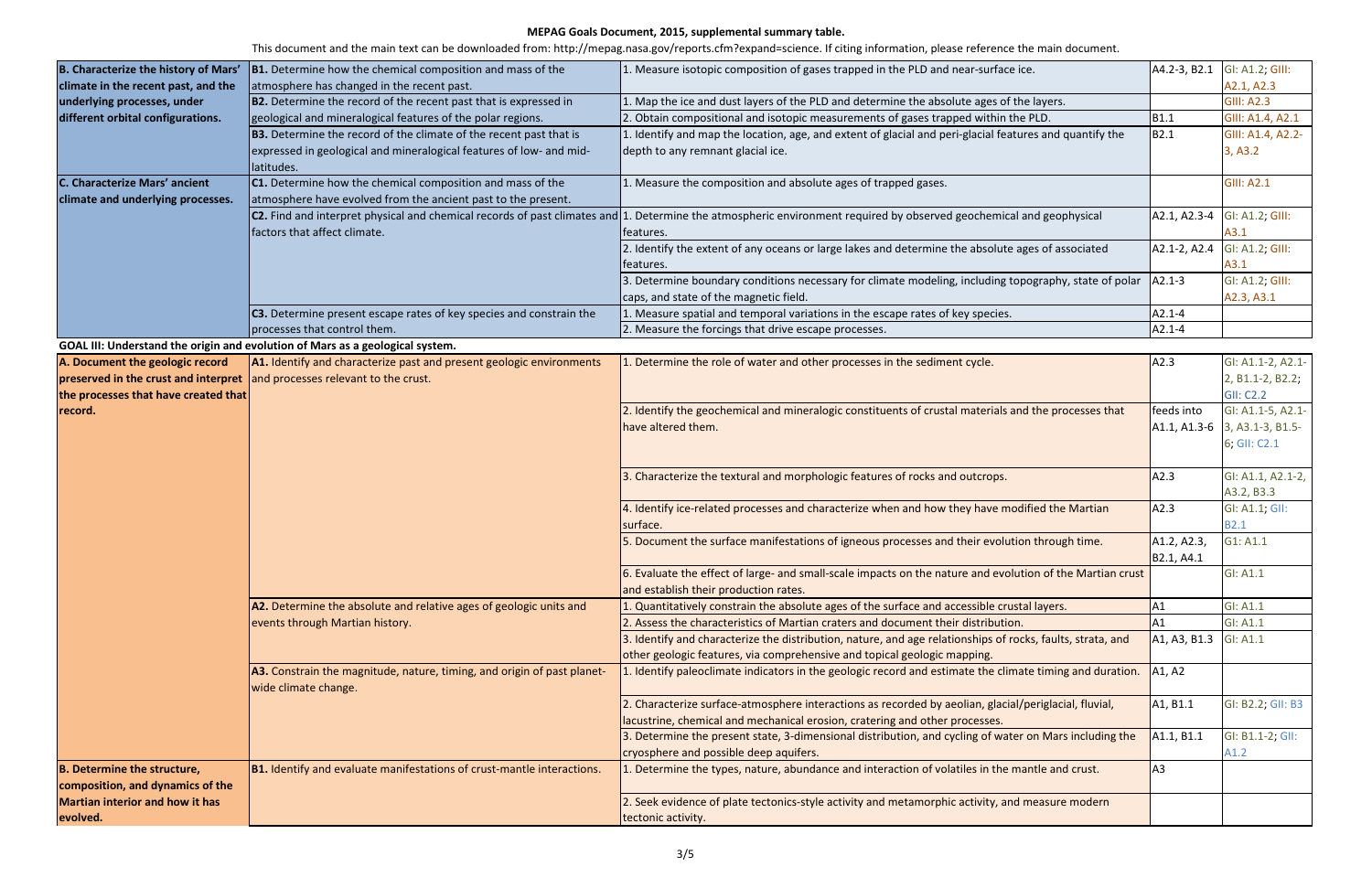**MEPAG Goals Document, 2015, supplemental summary table.**

This document and the main text can be downloaded from: http://mepag.nasa.gov/reports.cfm?expand=science. If citing information, please reference the main document.

| | | | | |
|---|---|---|---|---|
| **B. Characterize the history of Mars' climate in the recent past, and the underlying processes, under different orbital configurations.** | **B1.** Determine how the chemical composition and mass of the atmosphere has changed in the recent past. | 1. Measure isotopic composition of gases trapped in the PLD and near-surface ice. | A4.2-3, B2.1 | GI: A1.2; GIII: A2.1, A2.3 |
| | **B2.** Determine the record of the recent past that is expressed in geological and mineralogical features of the polar regions. | 1. Map the ice and dust layers of the PLD and determine the absolute ages of the layers. | | GIII: A2.3 |
| | | 2. Obtain compositional and isotopic measurements of gases trapped within the PLD. | B1.1 | GIII: A1.4, A2.1 |
| | **B3.** Determine the record of the climate of the recent past that is expressed in geological and mineralogical features of low- and mid-latitudes. | 1. Identify and map the location, age, and extent of glacial and peri-glacial features and quantify the depth to any remnant glacial ice. | B2.1 | GIII: A1.4, A2.2-3, A3.2 |
| **C. Characterize Mars' ancient climate and underlying processes.** | **C1.** Determine how the chemical composition and mass of the atmosphere have evolved from the ancient past to the present. | 1. Measure the composition and absolute ages of trapped gases. | | GIII: A2.1 |
| | **C2.** Find and interpret physical and chemical records of past climates and factors that affect climate. | 1. Determine the atmospheric environment required by observed geochemical and geophysical features. | A2.1, A2.3-4 | GI: A1.2; GIII: A3.1 |
| | | 2. Identify the extent of any oceans or large lakes and determine the absolute ages of associated features. | A2.1-2, A2.4 | GI: A1.2; GIII: A3.1 |
| | | 3. Determine boundary conditions necessary for climate modeling, including topography, state of polar caps, and state of the magnetic field. | A2.1-3 | GI: A1.2; GIII: A2.3, A3.1 |
| | **C3.** Determine present escape rates of key species and constrain the processes that control them. | 1. Measure spatial and temporal variations in the escape rates of key species. | A2.1-4 | |
| | | 2. Measure the forcings that drive escape processes. | A2.1-4 | |
| **GOAL III: Understand the origin and evolution of Mars as a geological system.** | | | | |
| **A. Document the geologic record preserved in the crust and interpret the processes that have created that record.** | **A1.** Identify and characterize past and present geologic environments and processes relevant to the crust. | 1. Determine the role of water and other processes in the sediment cycle. | A2.3 | GI: A1.1-2, A2.1-2, B1.1-2, B2.2; GII: C2.2 |
| | | 2. Identify the geochemical and mineralogic constituents of crustal materials and the processes that have altered them. | feeds into A1.1, A1.3-6 | GI: A1.1-5, A2.1-3, A3.1-3, B1.5-6; GII: C2.1 |
| | | 3. Characterize the textural and morphologic features of rocks and outcrops. | A2.3 | GI: A1.1, A2.1-2, A3.2, B3.3 |
| | | 4. Identify ice-related processes and characterize when and how they have modified the Martian surface. | A2.3 | GI: A1.1; GII: B2.1 |
| | | 5. Document the surface manifestations of igneous processes and their evolution through time. | A1.2, A2.3, B2.1, A4.1 | G1: A1.1 |
| | | 6. Evaluate the effect of large- and small-scale impacts on the nature and evolution of the Martian crust and establish their production rates. | | GI: A1.1 |
| | **A2.** Determine the absolute and relative ages of geologic units and events through Martian history. | 1. Quantitatively constrain the absolute ages of the surface and accessible crustal layers. | A1 | GI: A1.1 |
| | | 2. Assess the characteristics of Martian craters and document their distribution. | A1 | GI: A1.1 |
| | | 3. Identify and characterize the distribution, nature, and age relationships of rocks, faults, strata, and other geologic features, via comprehensive and topical geologic mapping. | A1, A3, B1.3 | GI: A1.1 |
| | **A3.** Constrain the magnitude, nature, timing, and origin of past planet-wide climate change. | 1. Identify paleoclimate indicators in the geologic record and estimate the climate timing and duration. | A1, A2 | |
| | | 2. Characterize surface-atmosphere interactions as recorded by aeolian, glacial/periglacial, fluvial, lacustrine, chemical and mechanical erosion, cratering and other processes. | A1, B1.1 | GI: B2.2; GII: B3 |
| | | 3. Determine the present state, 3-dimensional distribution, and cycling of water on Mars including the cryosphere and possible deep aquifers. | A1.1, B1.1 | GI: B1.1-2; GII: A1.2 |
| **B. Determine the structure, composition, and dynamics of the Martian interior and how it has evolved.** | **B1.** Identify and evaluate manifestations of crust-mantle interactions. | 1. Determine the types, nature, abundance and interaction of volatiles in the mantle and crust. | A3 | |
| | | 2. Seek evidence of plate tectonics-style activity and metamorphic activity, and measure modern tectonic activity. | | |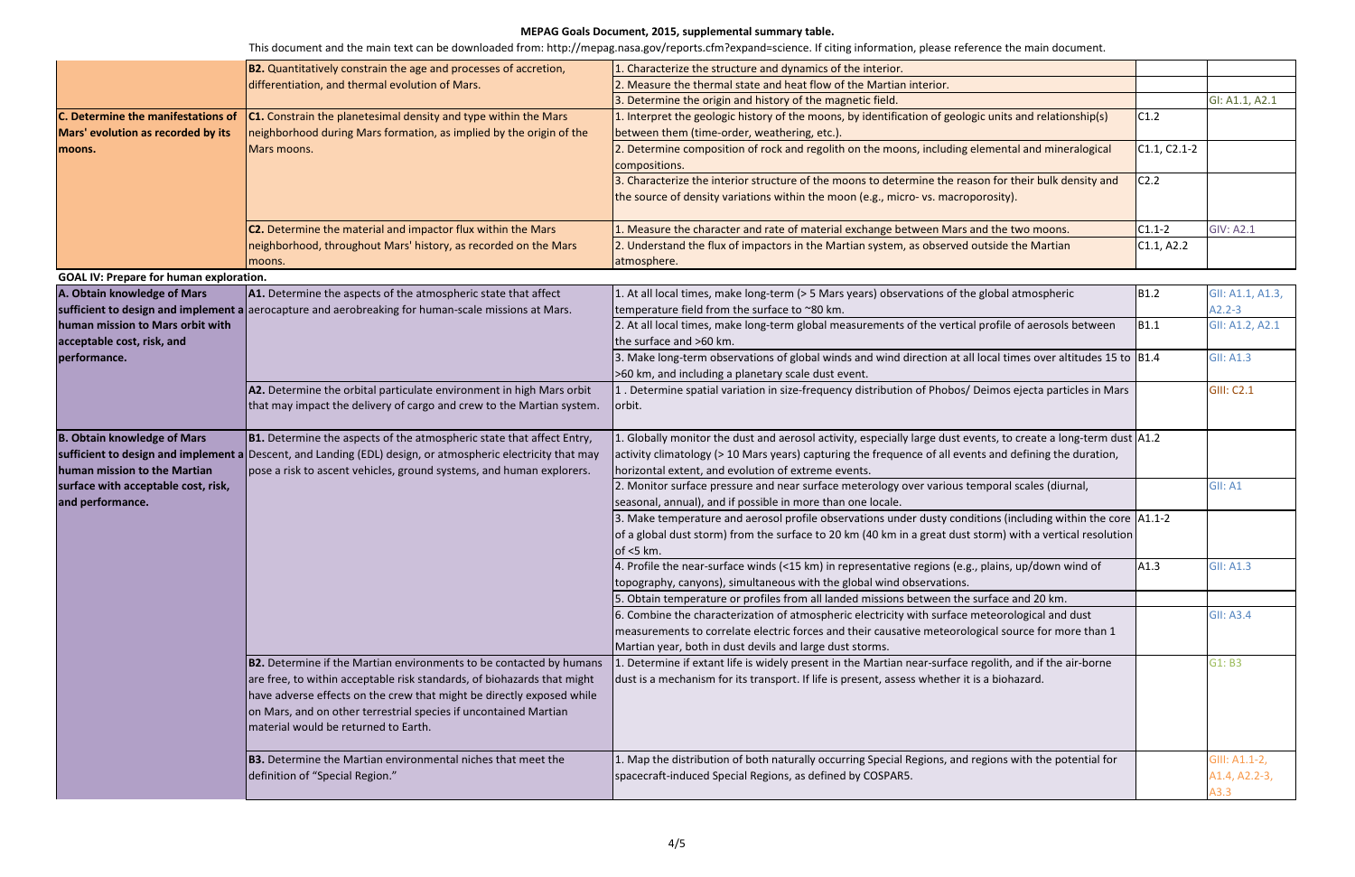**MEPAG Goals Document, 2015, supplemental summary table.**

This document and the main text can be downloaded from: http://mepag.nasa.gov/reports.cfm?expand=science. If citing information, please reference the main document.

| | | | | |
|---|---|---|---|---|
| | **B2.** Quantitatively constrain the age and processes of accretion, differentiation, and thermal evolution of Mars. | 1. Characterize the structure and dynamics of the interior. | | |
| | | 2. Measure the thermal state and heat flow of the Martian interior. | | |
| | | 3. Determine the origin and history of the magnetic field. | | GI: A1.1, A2.1 |
| **C. Determine the manifestations of Mars' evolution as recorded by its moons.** | **C1.** Constrain the planetesimal density and type within the Mars neighborhood during Mars formation, as implied by the origin of the Mars moons. | 1. Interpret the geologic history of the moons, by identification of geologic units and relationship(s) between them (time-order, weathering, etc.). | C1.2 | |
| | | 2. Determine composition of rock and regolith on the moons, including elemental and mineralogical compositions. | C1.1, C2.1-2 | |
| | | 3. Characterize the interior structure of the moons to determine the reason for their bulk density and the source of density variations within the moon (e.g., micro- vs. macroporosity). | C2.2 | |
| | **C2.** Determine the material and impactor flux within the Mars neighborhood, throughout Mars' history, as recorded on the Mars moons. | 1. Measure the character and rate of material exchange between Mars and the two moons. | C1.1-2 | GIV: A2.1 |
| | | 2. Understand the flux of impactors in the Martian system, as observed outside the Martian atmosphere. | C1.1, A2.2 | |
| **GOAL IV: Prepare for human exploration.** | | | | |
| **A. Obtain knowledge of Mars sufficient to design and implement a human mission to Mars orbit with acceptable cost, risk, and performance.** | **A1.** Determine the aspects of the atmospheric state that affect aerocapture and aerobreaking for human-scale missions at Mars. | 1. At all local times, make long-term (> 5 Mars years) observations of the global atmospheric temperature field from the surface to ~80 km. | B1.2 | GII: A1.1, A1.3, A2.2-3 |
| | | 2. At all local times, make long-term global measurements of the vertical profile of aerosols between the surface and >60 km. | B1.1 | GII: A1.2, A2.1 |
| | | 3. Make long-term observations of global winds and wind direction at all local times over altitudes 15 to >60 km, and including a planetary scale dust event. | B1.4 | GII: A1.3 |
| | **A2.** Determine the orbital particulate environment in high Mars orbit that may impact the delivery of cargo and crew to the Martian system. | 1 . Determine spatial variation in size-frequency distribution of Phobos/ Deimos ejecta particles in Mars orbit. | | GIII: C2.1 |
| **B. Obtain knowledge of Mars sufficient to design and implement a human mission to the Martian surface with acceptable cost, risk, and performance.** | **B1.** Determine the aspects of the atmospheric state that affect Entry, Descent, and Landing (EDL) design, or atmospheric electricity that may pose a risk to ascent vehicles, ground systems, and human explorers. | 1. Globally monitor the dust and aerosol activity, especially large dust events, to create a long-term dust activity climatology (> 10 Mars years) capturing the frequence of all events and defining the duration, horizontal extent, and evolution of extreme events. | A1.2 | |
| | | 2. Monitor surface pressure and near surface meterology over various temporal scales (diurnal, seasonal, annual), and if possible in more than one locale. | | GII: A1 |
| | | 3. Make temperature and aerosol profile observations under dusty conditions (including within the core of a global dust storm) from the surface to 20 km (40 km in a great dust storm) with a vertical resolution of <5 km. | A1.1-2 | |
| | | 4. Profile the near-surface winds (<15 km) in representative regions (e.g., plains, up/down wind of topography, canyons), simultaneous with the global wind observations. | A1.3 | GII: A1.3 |
| | | 5. Obtain temperature or profiles from all landed missions between the surface and 20 km. | | |
| | | 6. Combine the characterization of atmospheric electricity with surface meteorological and dust measurements to correlate electric forces and their causative meteorological source for more than 1 Martian year, both in dust devils and large dust storms. | | GII: A3.4 |
| | **B2.** Determine if the Martian environments to be contacted by humans are free, to within acceptable risk standards, of biohazards that might have adverse effects on the crew that might be directly exposed while on Mars, and on other terrestrial species if uncontained Martian material would be returned to Earth. | 1. Determine if extant life is widely present in the Martian near-surface regolith, and if the air-borne dust is a mechanism for its transport. If life is present, assess whether it is a biohazard. | | G1: B3 |
| | **B3.** Determine the Martian environmental niches that meet the definition of "Special Region." | 1. Map the distribution of both naturally occurring Special Regions, and regions with the potential for spacecraft-induced Special Regions, as defined by COSPAR5. | | GIII: A1.1-2, A1.4, A2.2-3, A3.3 |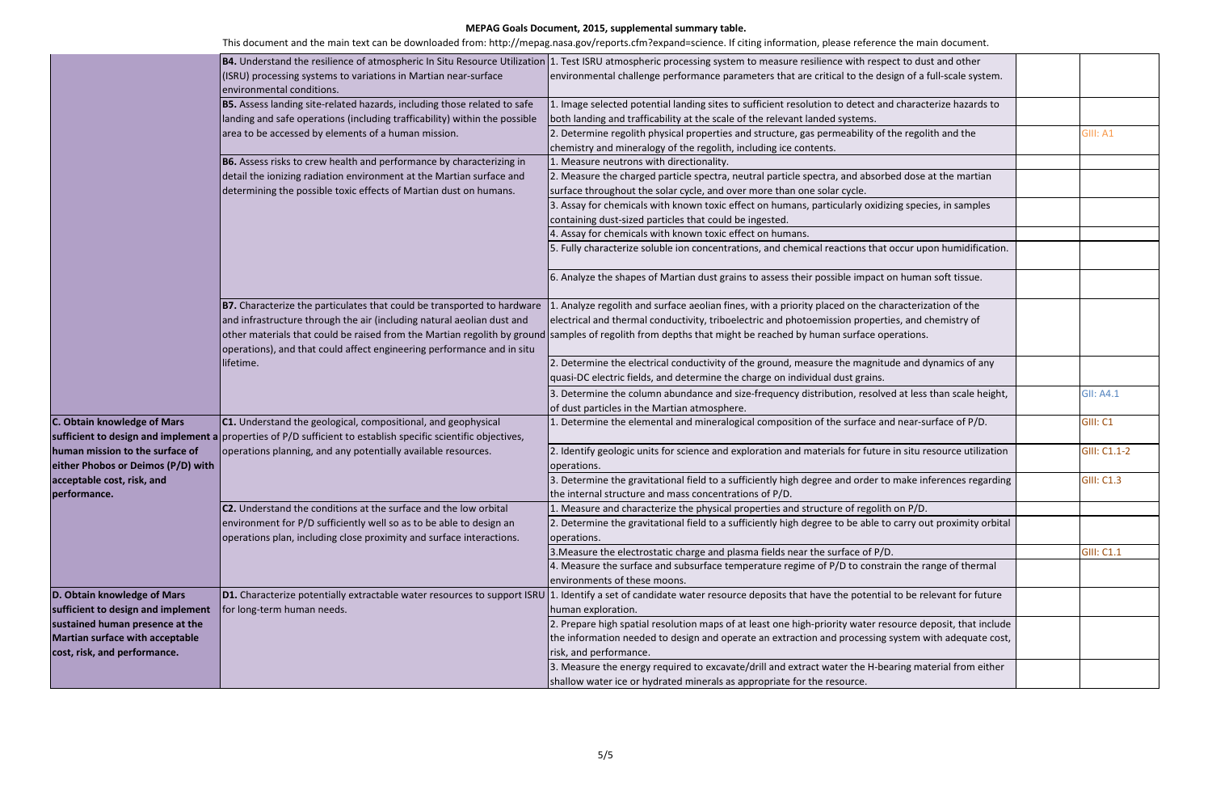**MEPAG Goals Document, 2015, supplemental summary table.**

This document and the main text can be downloaded from: http://mepag.nasa.gov/reports.cfm?expand=science. If citing information, please reference the main document.

| | | | | |
|---|---|---|---|---|
| | **B4.** Understand the resilience of atmospheric In Situ Resource Utilization (ISRU) processing systems to variations in Martian near-surface environmental conditions. | 1. Test ISRU atmospheric processing system to measure resilience with respect to dust and other environmental challenge performance parameters that are critical to the design of a full-scale system. | | |
| | **B5.** Assess landing site-related hazards, including those related to safe landing and safe operations (including trafficability) within the possible area to be accessed by elements of a human mission. | 1. Image selected potential landing sites to sufficient resolution to detect and characterize hazards to both landing and trafficability at the scale of the relevant landed systems. | | |
| | | 2. Determine regolith physical properties and structure, gas permeability of the regolith and the chemistry and mineralogy of the regolith, including ice contents. | | GIII: A1 |
| | **B6.** Assess risks to crew health and performance by characterizing in detail the ionizing radiation environment at the Martian surface and determining the possible toxic effects of Martian dust on humans. | 1. Measure neutrons with directionality. | | |
| | | 2. Measure the charged particle spectra, neutral particle spectra, and absorbed dose at the martian surface throughout the solar cycle, and over more than one solar cycle. | | |
| | | 3. Assay for chemicals with known toxic effect on humans, particularly oxidizing species, in samples containing dust-sized particles that could be ingested. | | |
| | | 4. Assay for chemicals with known toxic effect on humans. | | |
| | | 5. Fully characterize soluble ion concentrations, and chemical reactions that occur upon humidification. | | |
| | | 6. Analyze the shapes of Martian dust grains to assess their possible impact on human soft tissue. | | |
| | **B7.** Characterize the particulates that could be transported to hardware and infrastructure through the air (including natural aeolian dust and other materials that could be raised from the Martian regolith by ground operations), and that could affect engineering performance and in situ lifetime. | 1. Analyze regolith and surface aeolian fines, with a priority placed on the characterization of the electrical and thermal conductivity, triboelectric and photoemission properties, and chemistry of samples of regolith from depths that might be reached by human surface operations. | | |
| | | 2. Determine the electrical conductivity of the ground, measure the magnitude and dynamics of any quasi-DC electric fields, and determine the charge on individual dust grains. | | |
| | | 3. Determine the column abundance and size-frequency distribution, resolved at less than scale height, of dust particles in the Martian atmosphere. | | GII: A4.1 |
| **C. Obtain knowledge of Mars sufficient to design and implement a human mission to the surface of either Phobos or Deimos (P/D) with acceptable cost, risk, and performance.** | **C1.** Understand the geological, compositional, and geophysical properties of P/D sufficient to establish specific scientific objectives, operations planning, and any potentially available resources. | 1. Determine the elemental and mineralogical composition of the surface and near-surface of P/D. | | GIII: C1 |
| | | 2. Identify geologic units for science and exploration and materials for future in situ resource utilization operations. | | GIII: C1.1-2 |
| | | 3. Determine the gravitational field to a sufficiently high degree and order to make inferences regarding the internal structure and mass concentrations of P/D. | | GIII: C1.3 |
| | **C2.** Understand the conditions at the surface and the low orbital environment for P/D sufficiently well so as to be able to design an operations plan, including close proximity and surface interactions. | 1. Measure and characterize the physical properties and structure of regolith on P/D. | | |
| | | 2. Determine the gravitational field to a sufficiently high degree to be able to carry out proximity orbital operations. | | |
| | | 3.Measure the electrostatic charge and plasma fields near the surface of P/D. | | GIII: C1.1 |
| | | 4. Measure the surface and subsurface temperature regime of P/D to constrain the range of thermal environments of these moons. | | |
| **D. Obtain knowledge of Mars sufficient to design and implement sustained human presence at the Martian surface with acceptable cost, risk, and performance.** | **D1.** Characterize potentially extractable water resources to support ISRU for long-term human needs. | 1. Identify a set of candidate water resource deposits that have the potential to be relevant for future human exploration. | | |
| | | 2. Prepare high spatial resolution maps of at least one high-priority water resource deposit, that include the information needed to design and operate an extraction and processing system with adequate cost, risk, and performance. | | |
| | | 3. Measure the energy required to excavate/drill and extract water the H-bearing material from either shallow water ice or hydrated minerals as appropriate for the resource. | | |